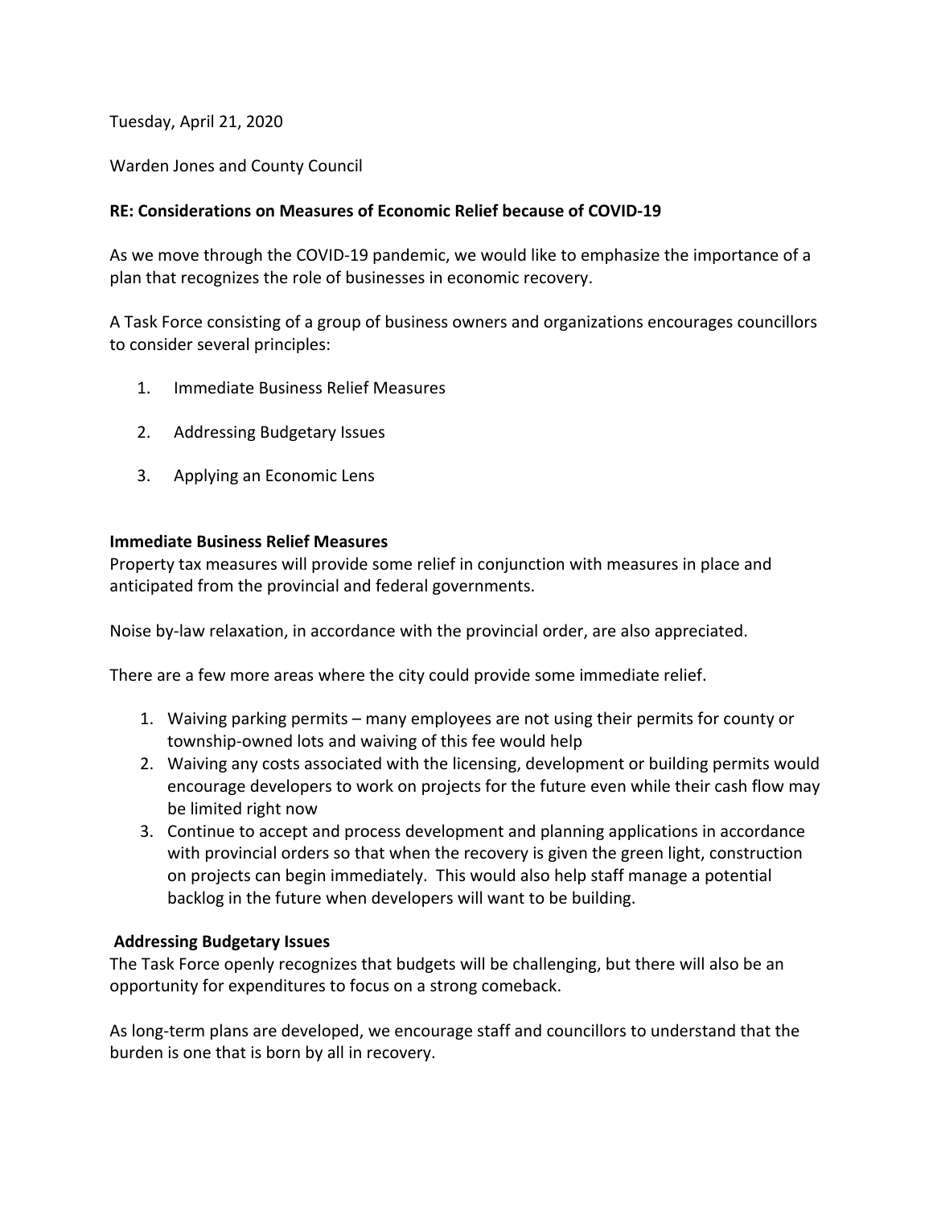Tuesday, April 21, 2020

Warden Jones and County Council

**RE: Considerations on Measures of Economic Relief because of COVID-19**

As we move through the COVID-19 pandemic, we would like to emphasize the importance of a plan that recognizes the role of businesses in economic recovery.

A Task Force consisting of a group of business owners and organizations encourages councillors to consider several principles:

1. Immediate Business Relief Measures
2. Addressing Budgetary Issues
3. Applying an Economic Lens

**Immediate Business Relief Measures**

Property tax measures will provide some relief in conjunction with measures in place and anticipated from the provincial and federal governments.

Noise by-law relaxation, in accordance with the provincial order, are also appreciated.

There are a few more areas where the city could provide some immediate relief.

1. Waiving parking permits – many employees are not using their permits for county or township-owned lots and waiving of this fee would help
2. Waiving any costs associated with the licensing, development or building permits would encourage developers to work on projects for the future even while their cash flow may be limited right now
3. Continue to accept and process development and planning applications in accordance with provincial orders so that when the recovery is given the green light, construction on projects can begin immediately. This would also help staff manage a potential backlog in the future when developers will want to be building.

**Addressing Budgetary Issues**

The Task Force openly recognizes that budgets will be challenging, but there will also be an opportunity for expenditures to focus on a strong comeback.

As long-term plans are developed, we encourage staff and councillors to understand that the burden is one that is born by all in recovery.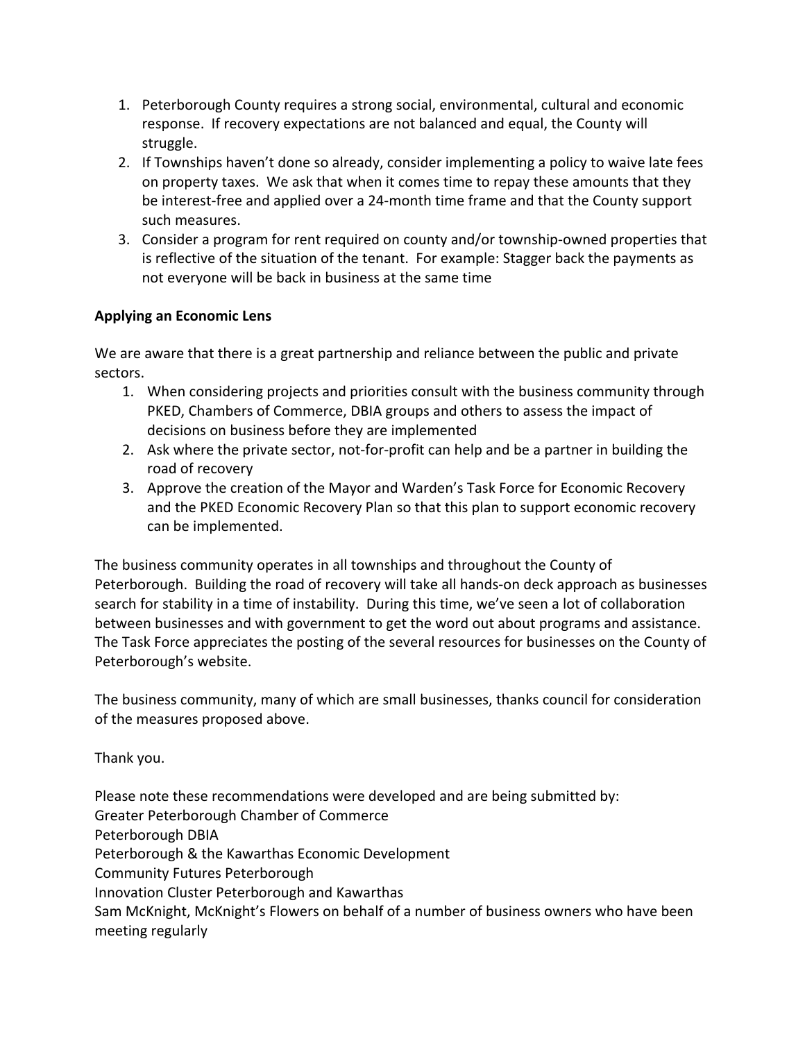1. Peterborough County requires a strong social, environmental, cultural and economic response. If recovery expectations are not balanced and equal, the County will struggle.
2. If Townships haven't done so already, consider implementing a policy to waive late fees on property taxes. We ask that when it comes time to repay these amounts that they be interest-free and applied over a 24-month time frame and that the County support such measures.
3. Consider a program for rent required on county and/or township-owned properties that is reflective of the situation of the tenant. For example: Stagger back the payments as not everyone will be back in business at the same time

**Applying an Economic Lens**

We are aware that there is a great partnership and reliance between the public and private sectors.

1. When considering projects and priorities consult with the business community through PKED, Chambers of Commerce, DBIA groups and others to assess the impact of decisions on business before they are implemented
2. Ask where the private sector, not-for-profit can help and be a partner in building the road of recovery
3. Approve the creation of the Mayor and Warden's Task Force for Economic Recovery and the PKED Economic Recovery Plan so that this plan to support economic recovery can be implemented.

The business community operates in all townships and throughout the County of Peterborough. Building the road of recovery will take all hands-on deck approach as businesses search for stability in a time of instability. During this time, we've seen a lot of collaboration between businesses and with government to get the word out about programs and assistance. The Task Force appreciates the posting of the several resources for businesses on the County of Peterborough's website.

The business community, many of which are small businesses, thanks council for consideration of the measures proposed above.

Thank you.

Please note these recommendations were developed and are being submitted by:
Greater Peterborough Chamber of Commerce
Peterborough DBIA
Peterborough & the Kawarthas Economic Development
Community Futures Peterborough
Innovation Cluster Peterborough and Kawarthas
Sam McKnight, McKnight's Flowers on behalf of a number of business owners who have been meeting regularly